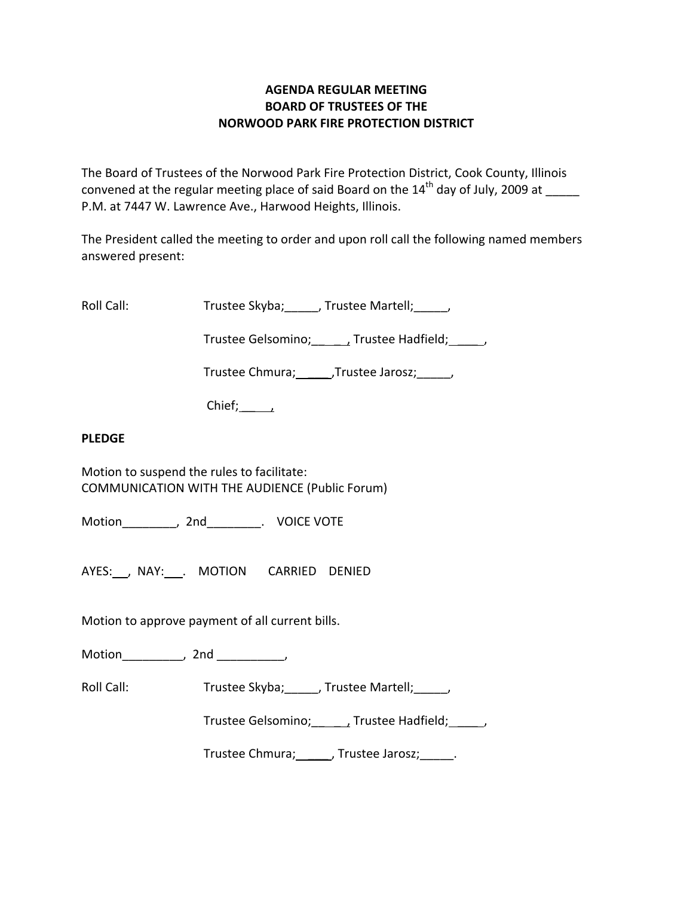**AGENDA REGULAR MEETING**
**BOARD OF TRUSTEES OF THE**
**NORWOOD PARK FIRE PROTECTION DISTRICT**

The Board of Trustees of the Norwood Park Fire Protection District, Cook County, Illinois convened at the regular meeting place of said Board on the 14th day of July, 2009 at _____ P.M. at 7447 W. Lawrence Ave., Harwood Heights, Illinois.

The President called the meeting to order and upon roll call the following named members answered present:

Roll Call: Trustee Skyba;_____, Trustee Martell;_____,

Trustee Gelsomino;_____, Trustee Hadfield;_____,

Trustee Chmura;_____,Trustee Jarosz;_____,

Chief;____,

**PLEDGE**

Motion to suspend the rules to facilitate:
COMMUNICATION WITH THE AUDIENCE (Public Forum)

Motion________, 2nd________. VOICE VOTE

AYES:___, NAY:___. MOTION CARRIED DENIED

Motion to approve payment of all current bills.

Motion_________, 2nd __________,

Roll Call: Trustee Skyba;_____, Trustee Martell;_____,

Trustee Gelsomino;_____, Trustee Hadfield;_____,

Trustee Chmura;_____, Trustee Jarosz;_____.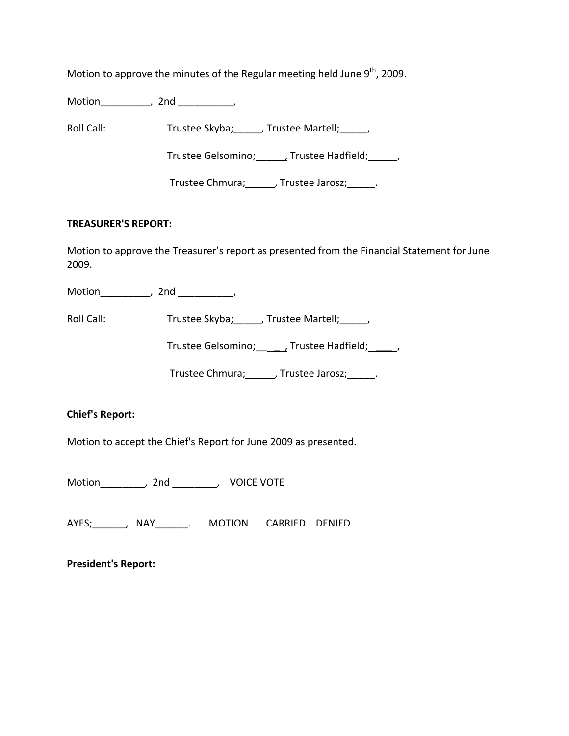Motion to approve the minutes of the Regular meeting held June 9th, 2009.

Motion_________, 2nd __________,

Roll Call: Trustee Skyba;_____, Trustee Martell;_____,

Trustee Gelsomino;_____, Trustee Hadfield;_____,

Trustee Chmura;_____, Trustee Jarosz;_____.

**TREASURER'S REPORT:**

Motion to approve the Treasurer's report as presented from the Financial Statement for June 2009.

Motion_________, 2nd __________,

Roll Call: Trustee Skyba;_____, Trustee Martell;_____,

Trustee Gelsomino;_____, Trustee Hadfield;_____,

Trustee Chmura;_____, Trustee Jarosz;_____.

**Chief's Report:**

Motion to accept the Chief's Report for June 2009 as presented.

Motion________, 2nd ________, VOICE VOTE

AYES;______, NAY______. MOTION CARRIED DENIED

**President's Report:**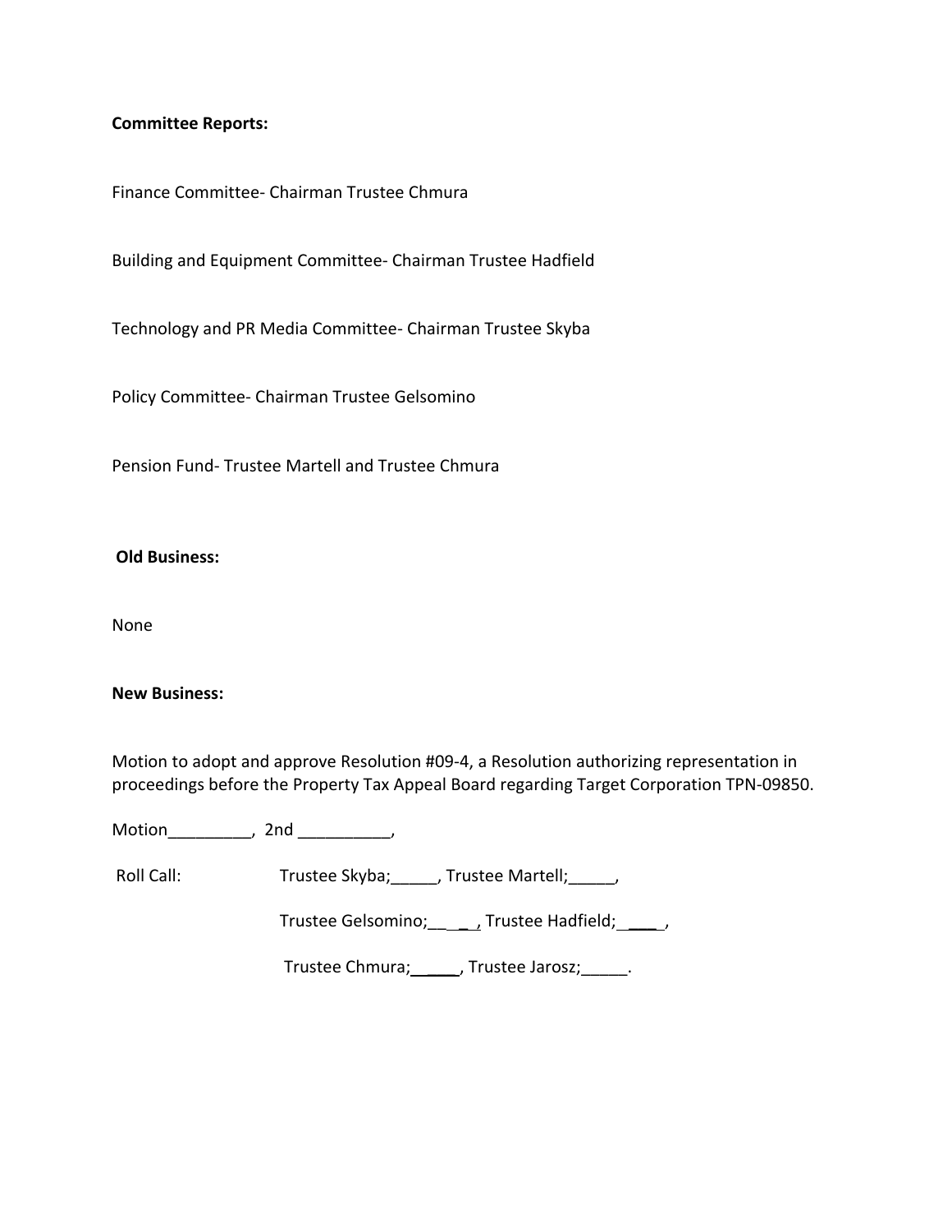**Committee Reports:**

Finance Committee- Chairman Trustee Chmura

Building and Equipment Committee- Chairman Trustee Hadfield

Technology and PR Media Committee- Chairman Trustee Skyba

Policy Committee- Chairman Trustee Gelsomino

Pension Fund- Trustee Martell and Trustee Chmura

**Old Business:**

None

**New Business:**

Motion to adopt and approve Resolution #09-4, a Resolution authorizing representation in proceedings before the Property Tax Appeal Board regarding Target Corporation TPN-09850.

Motion_________, 2nd __________,

Roll Call: Trustee Skyba;_____, Trustee Martell;_____,

Trustee Gelsomino;_____, Trustee Hadfield;_____,

Trustee Chmura;_____, Trustee Jarosz;_____.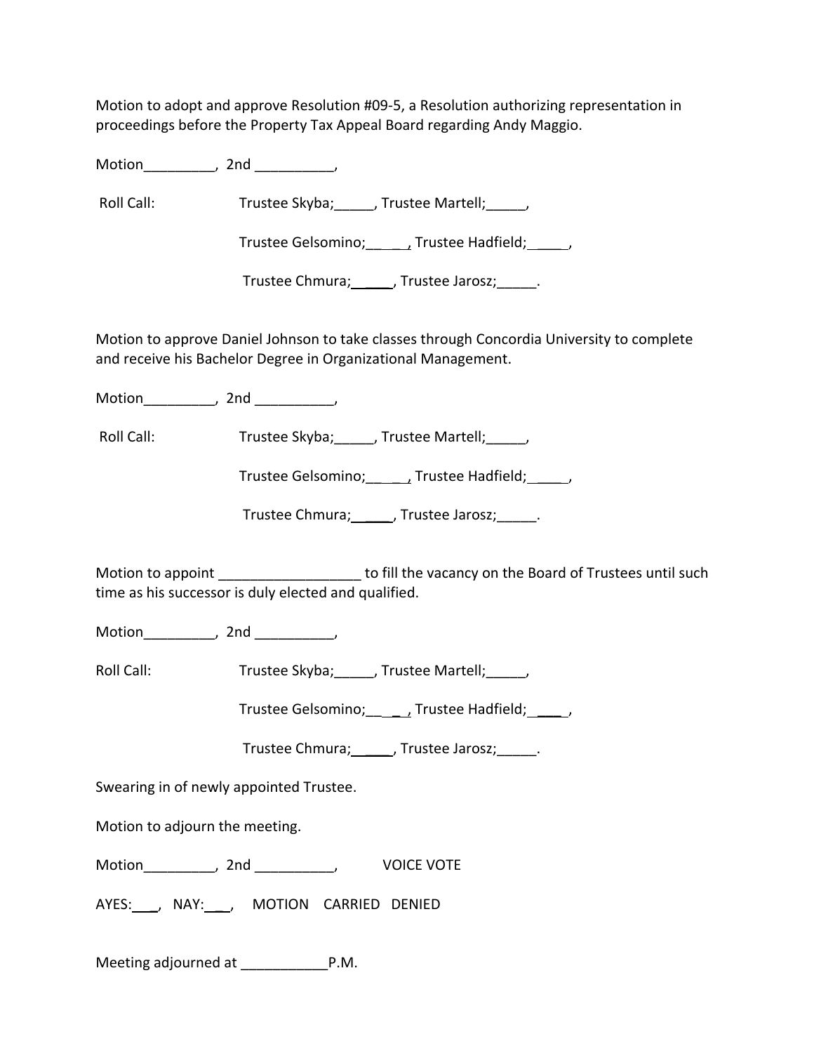Motion to adopt and approve Resolution #09-5, a Resolution authorizing representation in proceedings before the Property Tax Appeal Board regarding Andy Maggio.

Motion_________, 2nd __________,

Roll Call: Trustee Skyba;_____, Trustee Martell;_____,

Trustee Gelsomino;_____, Trustee Hadfield;_____,

Trustee Chmura;_____, Trustee Jarosz;_____.

Motion to approve Daniel Johnson to take classes through Concordia University to complete and receive his Bachelor Degree in Organizational Management.

Motion_________, 2nd __________,

Roll Call: Trustee Skyba;_____, Trustee Martell;_____,

Trustee Gelsomino;_____, Trustee Hadfield;_____,

Trustee Chmura;_____, Trustee Jarosz;_____.

Motion to appoint __________________ to fill the vacancy on the Board of Trustees until such time as his successor is duly elected and qualified.

Motion_________, 2nd __________,

Roll Call: Trustee Skyba;_____, Trustee Martell;_____,

Trustee Gelsomino;_____, Trustee Hadfield;_____,

Trustee Chmura;_____, Trustee Jarosz;_____.

Swearing in of newly appointed Trustee.

Motion to adjourn the meeting.

Motion_________, 2nd __________, VOICE VOTE

AYES:___, NAY:___, MOTION CARRIED DENIED

Meeting adjourned at ___________P.M.